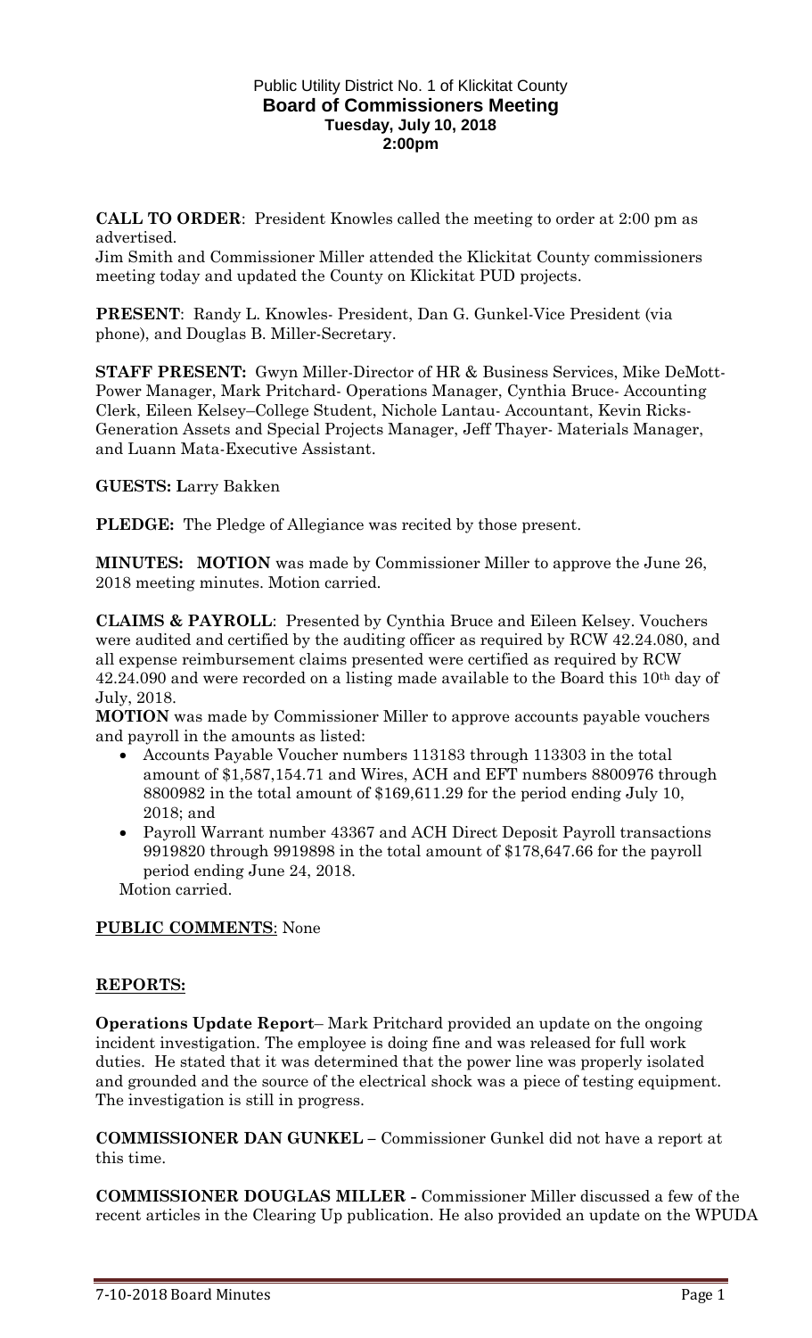Public Utility District No. 1 of Klickitat County

**Board of Commissioners Meeting**

**Tuesday, July 10, 2018**

**2:00pm**

**CALL TO ORDER**: President Knowles called the meeting to order at 2:00 pm as advertised.

Jim Smith and Commissioner Miller attended the Klickitat County commissioners meeting today and updated the County on Klickitat PUD projects.

**PRESENT**: Randy L. Knowles- President, Dan G. Gunkel-Vice President (via phone), and Douglas B. Miller-Secretary.

**STAFF PRESENT:** Gwyn Miller-Director of HR & Business Services, Mike DeMott-Power Manager, Mark Pritchard- Operations Manager, Cynthia Bruce- Accounting Clerk, Eileen Kelsey–College Student, Nichole Lantau- Accountant, Kevin Ricks-Generation Assets and Special Projects Manager, Jeff Thayer- Materials Manager, and Luann Mata-Executive Assistant.

**GUESTS: L**arry Bakken

**PLEDGE:** The Pledge of Allegiance was recited by those present.

**MINUTES: MOTION** was made by Commissioner Miller to approve the June 26, 2018 meeting minutes. Motion carried.

**CLAIMS & PAYROLL**: Presented by Cynthia Bruce and Eileen Kelsey. Vouchers were audited and certified by the auditing officer as required by RCW 42.24.080, and all expense reimbursement claims presented were certified as required by RCW 42.24.090 and were recorded on a listing made available to the Board this 10th day of July, 2018.

**MOTION** was made by Commissioner Miller to approve accounts payable vouchers and payroll in the amounts as listed:

- Accounts Payable Voucher numbers 113183 through 113303 in the total amount of $1,587,154.71 and Wires, ACH and EFT numbers 8800976 through 8800982 in the total amount of $169,611.29 for the period ending July 10, 2018; and
- Payroll Warrant number 43367 and ACH Direct Deposit Payroll transactions 9919820 through 9919898 in the total amount of $178,647.66 for the payroll period ending June 24, 2018.

Motion carried.

**PUBLIC COMMENTS**: None

## REPORTS:

**Operations Update Report**– Mark Pritchard provided an update on the ongoing incident investigation. The employee is doing fine and was released for full work duties. He stated that it was determined that the power line was properly isolated and grounded and the source of the electrical shock was a piece of testing equipment. The investigation is still in progress.

**COMMISSIONER DAN GUNKEL –** Commissioner Gunkel did not have a report at this time.

**COMMISSIONER DOUGLAS MILLER -** Commissioner Miller discussed a few of the recent articles in the Clearing Up publication. He also provided an update on the WPUDA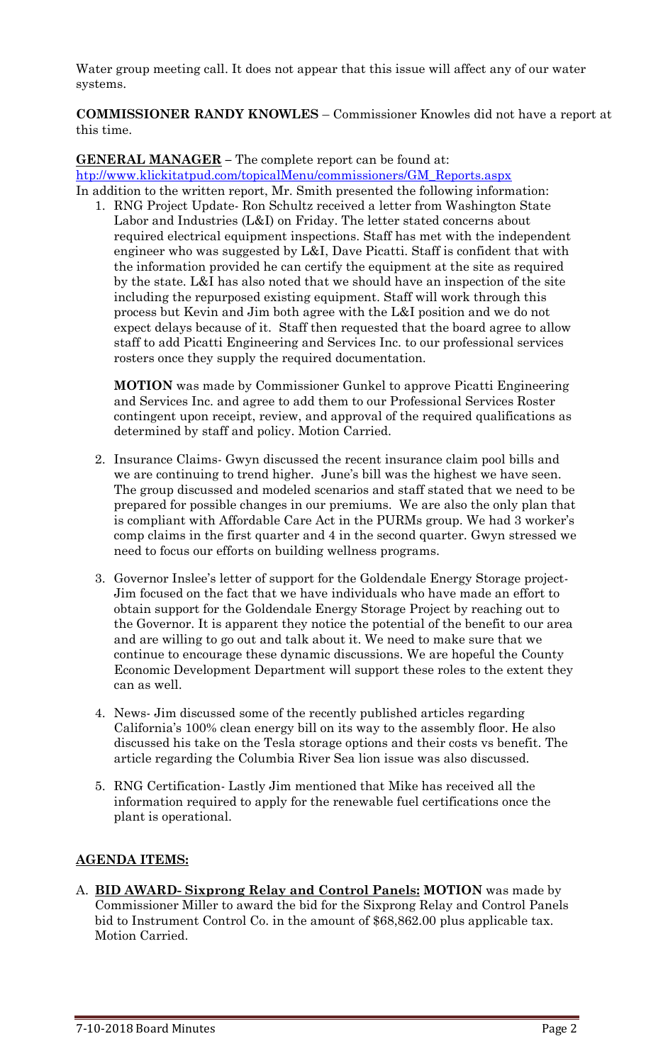Water group meeting call. It does not appear that this issue will affect any of our water systems.

**COMMISSIONER RANDY KNOWLES** – Commissioner Knowles did not have a report at this time.

**GENERAL MANAGER** – The complete report can be found at: [htp://www.klickitatpud.com/topicalMenu/commissioners/GM_Reports.aspx](htp://www.klickitatpud.com/topicalMenu/commissioners/GM_Reports.aspx)

In addition to the written report, Mr. Smith presented the following information:

1. RNG Project Update- Ron Schultz received a letter from Washington State Labor and Industries (L&I) on Friday. The letter stated concerns about required electrical equipment inspections. Staff has met with the independent engineer who was suggested by L&I, Dave Picatti. Staff is confident that with the information provided he can certify the equipment at the site as required by the state. L&I has also noted that we should have an inspection of the site including the repurposed existing equipment. Staff will work through this process but Kevin and Jim both agree with the L&I position and we do not expect delays because of it. Staff then requested that the board agree to allow staff to add Picatti Engineering and Services Inc. to our professional services rosters once they supply the required documentation.

   **MOTION** was made by Commissioner Gunkel to approve Picatti Engineering and Services Inc. and agree to add them to our Professional Services Roster contingent upon receipt, review, and approval of the required qualifications as determined by staff and policy. Motion Carried.

2. Insurance Claims- Gwyn discussed the recent insurance claim pool bills and we are continuing to trend higher. June's bill was the highest we have seen. The group discussed and modeled scenarios and staff stated that we need to be prepared for possible changes in our premiums. We are also the only plan that is compliant with Affordable Care Act in the PURMs group. We had 3 worker's comp claims in the first quarter and 4 in the second quarter. Gwyn stressed we need to focus our efforts on building wellness programs.

3. Governor Inslee's letter of support for the Goldendale Energy Storage project- Jim focused on the fact that we have individuals who have made an effort to obtain support for the Goldendale Energy Storage Project by reaching out to the Governor. It is apparent they notice the potential of the benefit to our area and are willing to go out and talk about it. We need to make sure that we continue to encourage these dynamic discussions. We are hopeful the County Economic Development Department will support these roles to the extent they can as well.

4. News- Jim discussed some of the recently published articles regarding California's 100% clean energy bill on its way to the assembly floor. He also discussed his take on the Tesla storage options and their costs vs benefit. The article regarding the Columbia River Sea lion issue was also discussed.

5. RNG Certification- Lastly Jim mentioned that Mike has received all the information required to apply for the renewable fuel certifications once the plant is operational.

## AGENDA ITEMS:

A. **BID AWARD- Sixprong Relay and Control Panels: MOTION** was made by Commissioner Miller to award the bid for the Sixprong Relay and Control Panels bid to Instrument Control Co. in the amount of $68,862.00 plus applicable tax. Motion Carried.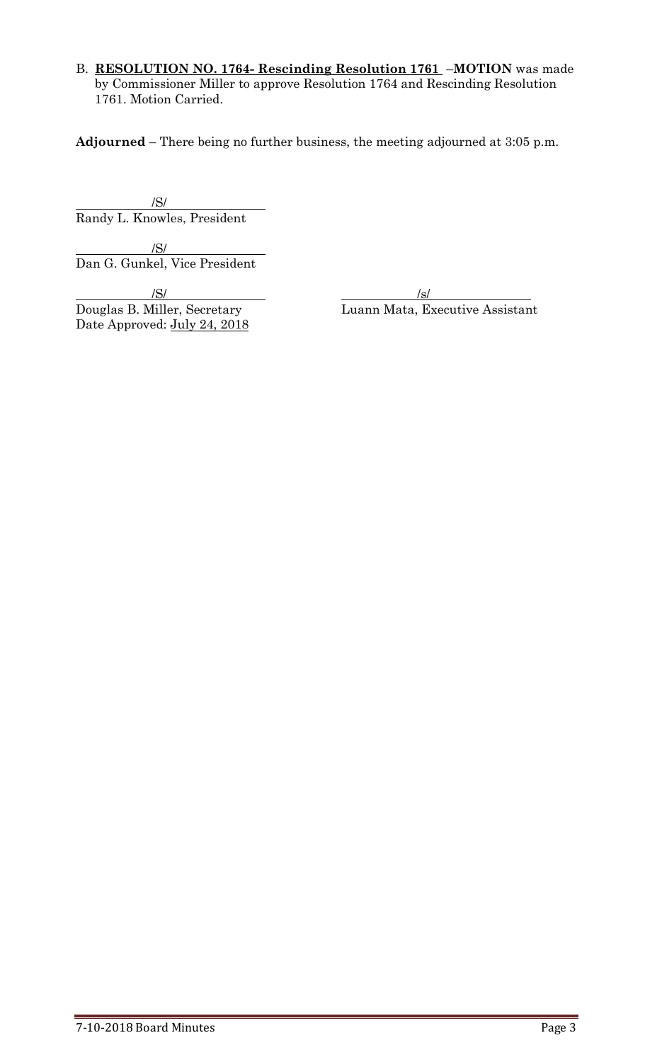B. **RESOLUTION NO. 1764- Rescinding Resolution 1761** –**MOTION** was made by Commissioner Miller to approve Resolution 1764 and Rescinding Resolution 1761. Motion Carried.

**Adjourned** – There being no further business, the meeting adjourned at 3:05 p.m.

/S/
Randy L. Knowles, President

/S/
Dan G. Gunkel, Vice President

/S/
Douglas B. Miller, Secretary
Date Approved: July 24, 2018

/s/
Luann Mata, Executive Assistant